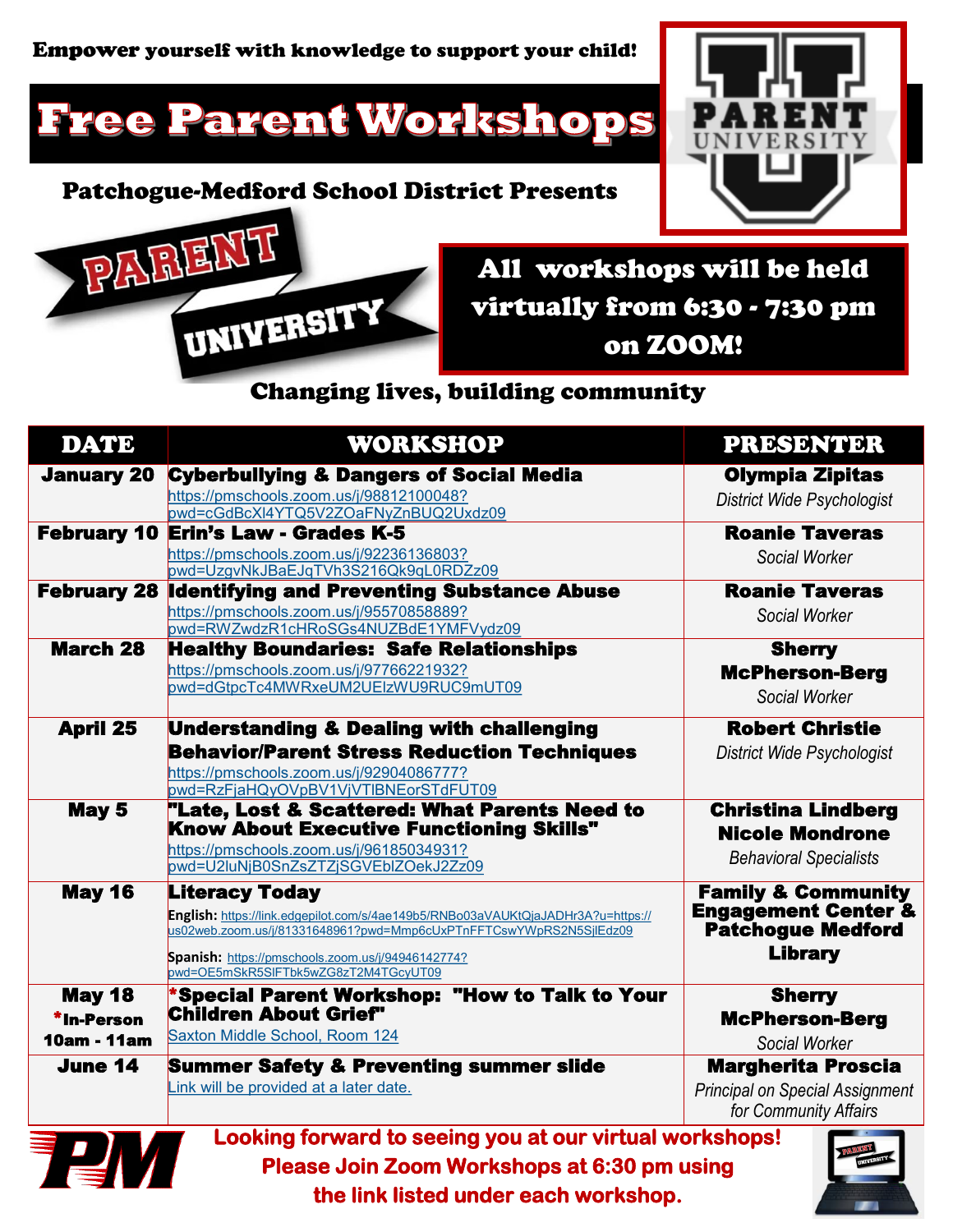Empower yourself with knowledge to support your child!

# Free Parent Workshops

PARENT UNIVERSITY

## Patchogue-Medford School District Presents

PARENT UNIVERSITY

**All workshops will be held virtually from 6:30 - 7:30 pm on ZOOM!**

### Changing lives, building community

| DATE | WORKSHOP | PRESENTER |
|---|---|---|
| **January 20** | **Cyberbullying & Dangers of Social Media** https://pmschools.zoom.us/j/98812100048?pwd=cGdBcXl4YTQ5V2ZOaFNyZnBUQ2Uxdz09 | **Olympia Zipitas** *District Wide Psychologist* |
| **February 10** | **Erin's Law - Grades K-5** https://pmschools.zoom.us/j/92236136803?pwd=UzgvNkJBaEJqTVh3S216Qk9qL0RDZz09 | **Roanie Taveras** *Social Worker* |
| **February 28** | **Identifying and Preventing Substance Abuse** https://pmschools.zoom.us/j/95570858889?pwd=RWZwdzR1cHRoSGs4NUZBdE1YMFVydz09 | **Roanie Taveras** *Social Worker* |
| **March 28** | **Healthy Boundaries: Safe Relationships** https://pmschools.zoom.us/j/97766221932?pwd=dGtpcTc4MWRxeUM2UElzWU9RUC9mUT09 | **Sherry McPherson-Berg** *Social Worker* |
| **April 25** | **Understanding & Dealing with challenging Behavior/Parent Stress Reduction Techniques** https://pmschools.zoom.us/j/92904086777?pwd=RzFjaHQyOVpBV1VjVTlBNEorSTdFUT09 | **Robert Christie** *District Wide Psychologist* |
| **May 5** | **"Late, Lost & Scattered: What Parents Need to Know About Executive Functioning Skills"** https://pmschools.zoom.us/j/96185034931?pwd=U2luNjB0SnZsZTZjSGVEblZOekJ2Zz09 | **Christina Lindberg** **Nicole Mondrone** *Behavioral Specialists* |
| **May 16** | **Literacy Today** **English:** https://link.edgepilot.com/s/4ae149b5/RNBo03aVAUKtQjaJADHr3A?u=https://us02web.zoom.us/j/81331648961?pwd=Mmp6cUxPTnFFTCswYWpRS2N5SjlEdz09 **Spanish:** https://pmschools.zoom.us/j/94946142774?pwd=OE5mSkR5SlFTbk5wZG8zT2M4TGcyUT09 | **Family & Community Engagement Center & Patchogue Medford Library** |
| **May 18** *In-Person 10am - 11am | ***Special Parent Workshop: "How to Talk to Your Children About Grief"** Saxton Middle School, Room 124 | **Sherry McPherson-Berg** *Social Worker* |
| **June 14** | **Summer Safety & Preventing summer slide** Link will be provided at a later date. | **Margherita Proscia** *Principal on Special Assignment for Community Affairs* |

**Looking forward to seeing you at our virtual workshops!**
**Please Join Zoom Workshops at 6:30 pm using the link listed under each workshop.**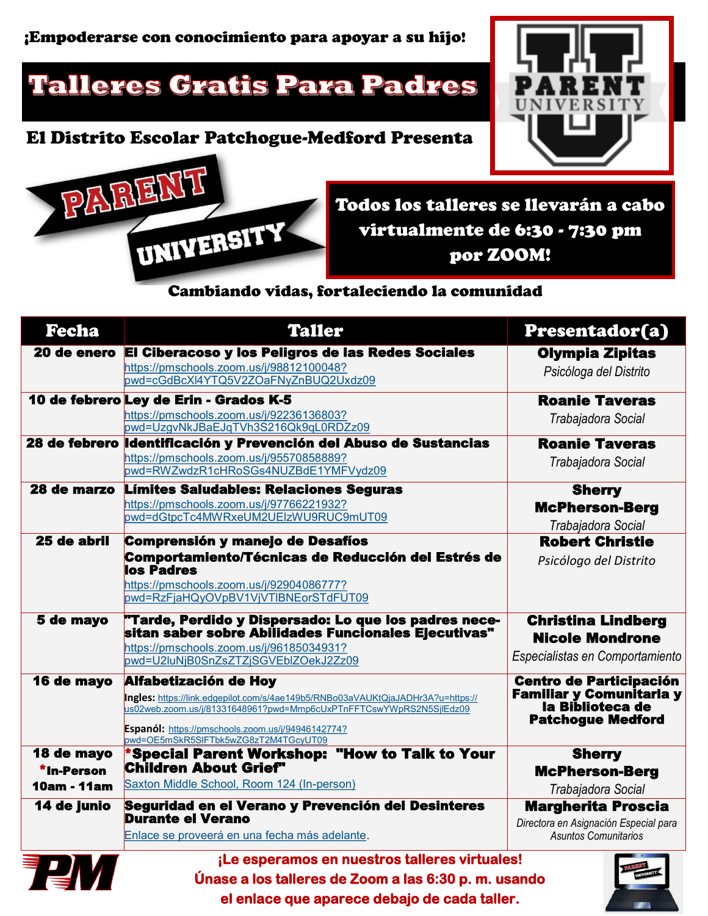¡Empoderarse con conocimiento para apoyar a su hijo!

# Talleres Gratis Para Padres

PARENT UNIVERSITY

## El Distrito Escolar Patchogue-Medford Presenta

PARENT UNIVERSITY

**Todos los talleres se llevarán a cabo virtualmente de 6:30 - 7:30 pm por ZOOM!**

**Cambiando vidas, fortaleciendo la comunidad**

| Fecha | Taller | Presentador(a) |
|---|---|---|
| **20 de enero** | **El Ciberacoso y los Peligros de las Redes Sociales** https://pmschools.zoom.us/j/98812100048?pwd=cGdBcXl4YTQ5V2ZOaFNyZnBUQ2Uxdz09 | **Olympia Zipitas** *Psicóloga del Distrito* |
| **10 de febrero** | **Ley de Erin - Grados K-5** https://pmschools.zoom.us/j/92236136803?pwd=UzgvNkJBaEJqTVh3S216Qk9qL0RDZz09 | **Roanie Taveras** *Trabajadora Social* |
| **28 de febrero** | **Identificación y Prevención del Abuso de Sustancias** https://pmschools.zoom.us/j/95570858889?pwd=RWZwdzR1cHRoSGs4NUZBdE1YMFVydz09 | **Roanie Taveras** *Trabajadora Social* |
| **28 de marzo** | **Límites Saludables: Relaciones Seguras** https://pmschools.zoom.us/j/97766221932?pwd=dGtpcTc4MWRxeUM2UElzWU9RUC9mUT09 | **Sherry McPherson-Berg** *Trabajadora Social* |
| **25 de abril** | **Comprensión y manejo de Desafíos Comportamiento/Técnicas de Reducción del Estrés de los Padres** https://pmschools.zoom.us/j/92904086777?pwd=RzFjaHQyOVpBV1VjVTlBNEorSTdFUT09 | **Robert Christie** *Psicólogo del Distrito* |
| **5 de mayo** | **"Tarde, Perdido y Dispersado: Lo que los padres necesitan saber sobre Abilidades Funcionales Ejecutivas"** https://pmschools.zoom.us/j/96185034931?pwd=U2luNjB0SnZsZTZjSGVEblZOekJ2Zz09 | **Christina Lindberg** **Nicole Mondrone** *Especialistas en Comportamiento* |
| **16 de mayo** | **Alfabetización de Hoy** **Ingles:** https://link.edgepilot.com/s/4ae149b5/RNBo03aVAUKtQjaJADHr3A?u=https://us02web.zoom.us/j/81331648961?pwd=Mmp6cUxPTnFFTCswYWpRS2N5SjlEdz09 **Español:** https://pmschools.zoom.us/j/94946142774?pwd=OE5mSkR5SlFTbk5wZG8zT2M4TGcyUT09 | **Centro de Participación Familiar y Comunitaria y la Biblioteca de Patchogue Medford** |
| **18 de mayo** ***In-Person** **10am - 11am** | ***Special Parent Workshop: "How to Talk to Your Children About Grief"** Saxton Middle School, Room 124 (In-person) | **Sherry McPherson-Berg** *Trabajadora Social* |
| **14 de junio** | **Seguridad en el Verano y Prevención del Desinteres Durante el Verano** Enlace se proveerá en una fecha más adelante. | **Margherita Proscia** *Directora en Asignación Especial para Asuntos Comunitarios* |

PM

**¡Le esperamos en nuestros talleres virtuales!**
**Únase a los talleres de Zoom a las 6:30 p. m. usando el enlace que aparece debajo de cada taller.**